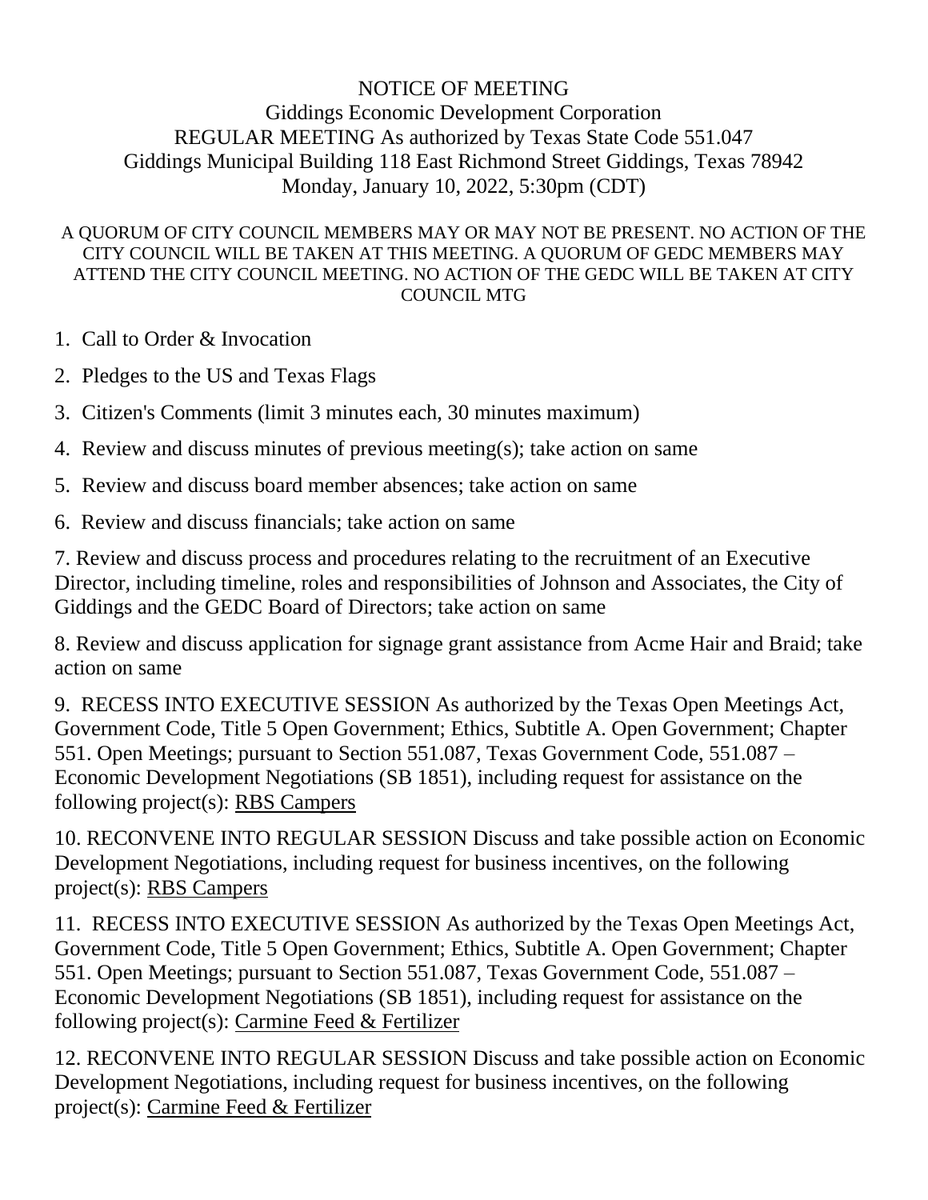# NOTICE OF MEETING

## Giddings Economic Development Corporation
## REGULAR MEETING As authorized by Texas State Code 551.047
## Giddings Municipal Building 118 East Richmond Street Giddings, Texas 78942
## Monday, January 10, 2022, 5:30pm (CDT)

A QUORUM OF CITY COUNCIL MEMBERS MAY OR MAY NOT BE PRESENT. NO ACTION OF THE CITY COUNCIL WILL BE TAKEN AT THIS MEETING. A QUORUM OF GEDC MEMBERS MAY ATTEND THE CITY COUNCIL MEETING. NO ACTION OF THE GEDC WILL BE TAKEN AT CITY COUNCIL MTG

1. Call to Order & Invocation
2. Pledges to the US and Texas Flags
3. Citizen's Comments (limit 3 minutes each, 30 minutes maximum)
4. Review and discuss minutes of previous meeting(s); take action on same
5. Review and discuss board member absences; take action on same
6. Review and discuss financials; take action on same
7. Review and discuss process and procedures relating to the recruitment of an Executive Director, including timeline, roles and responsibilities of Johnson and Associates, the City of Giddings and the GEDC Board of Directors; take action on same
8. Review and discuss application for signage grant assistance from Acme Hair and Braid; take action on same
9. RECESS INTO EXECUTIVE SESSION As authorized by the Texas Open Meetings Act, Government Code, Title 5 Open Government; Ethics, Subtitle A. Open Government; Chapter 551. Open Meetings; pursuant to Section 551.087, Texas Government Code, 551.087 – Economic Development Negotiations (SB 1851), including request for assistance on the following project(s): <u>RBS Campers</u>
10. RECONVENE INTO REGULAR SESSION Discuss and take possible action on Economic Development Negotiations, including request for business incentives, on the following project(s): <u>RBS Campers</u>
11. RECESS INTO EXECUTIVE SESSION As authorized by the Texas Open Meetings Act, Government Code, Title 5 Open Government; Ethics, Subtitle A. Open Government; Chapter 551. Open Meetings; pursuant to Section 551.087, Texas Government Code, 551.087 – Economic Development Negotiations (SB 1851), including request for assistance on the following project(s): <u>Carmine Feed & Fertilizer</u>
12. RECONVENE INTO REGULAR SESSION Discuss and take possible action on Economic Development Negotiations, including request for business incentives, on the following project(s): <u>Carmine Feed & Fertilizer</u>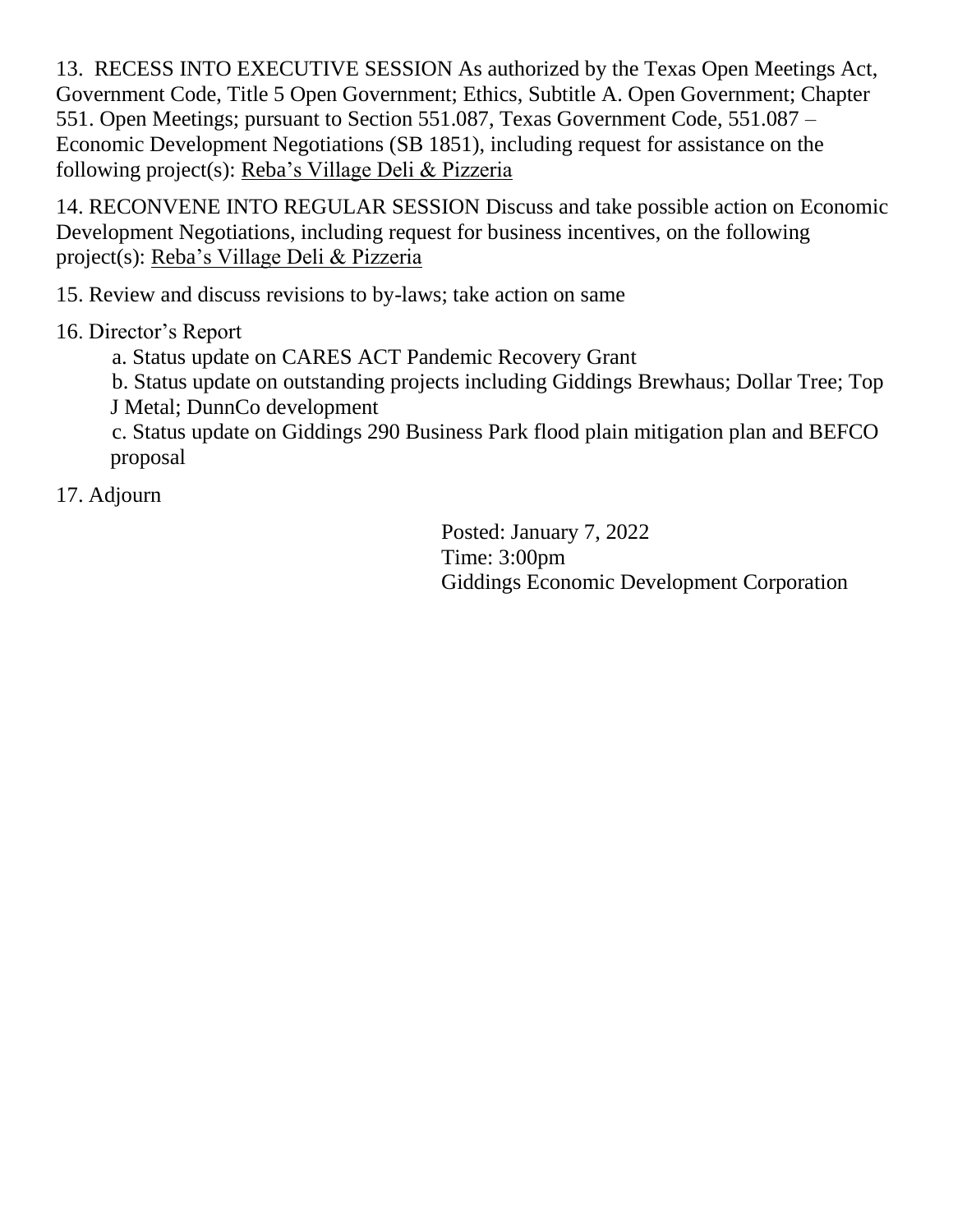13. RECESS INTO EXECUTIVE SESSION As authorized by the Texas Open Meetings Act, Government Code, Title 5 Open Government; Ethics, Subtitle A. Open Government; Chapter 551. Open Meetings; pursuant to Section 551.087, Texas Government Code, 551.087 – Economic Development Negotiations (SB 1851), including request for assistance on the following project(s): Reba's Village Deli & Pizzeria

14. RECONVENE INTO REGULAR SESSION Discuss and take possible action on Economic Development Negotiations, including request for business incentives, on the following project(s): Reba's Village Deli & Pizzeria

15. Review and discuss revisions to by-laws; take action on same

16. Director's Report

   a. Status update on CARES ACT Pandemic Recovery Grant

   b. Status update on outstanding projects including Giddings Brewhaus; Dollar Tree; Top J Metal; DunnCo development

   c. Status update on Giddings 290 Business Park flood plain mitigation plan and BEFCO proposal

17. Adjourn

Posted: January 7, 2022
Time: 3:00pm
Giddings Economic Development Corporation